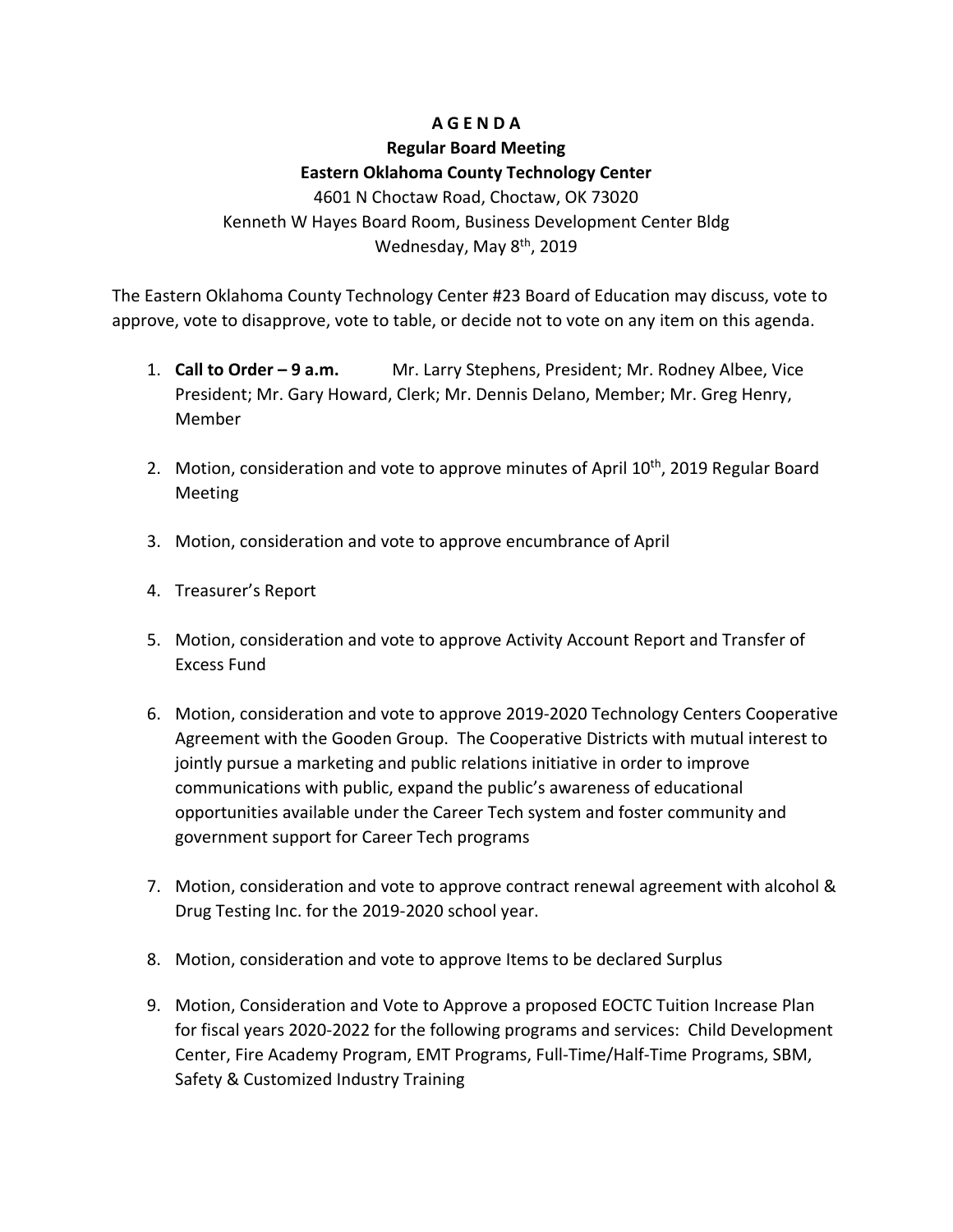**A G E N D A**

**Regular Board Meeting**

**Eastern Oklahoma County Technology Center**

4601 N Choctaw Road, Choctaw, OK 73020

Kenneth W Hayes Board Room, Business Development Center Bldg

Wednesday, May 8th, 2019

The Eastern Oklahoma County Technology Center #23 Board of Education may discuss, vote to approve, vote to disapprove, vote to table, or decide not to vote on any item on this agenda.

1. **Call to Order – 9 a.m.** Mr. Larry Stephens, President; Mr. Rodney Albee, Vice President; Mr. Gary Howard, Clerk; Mr. Dennis Delano, Member; Mr. Greg Henry, Member

2. Motion, consideration and vote to approve minutes of April 10th, 2019 Regular Board Meeting

3. Motion, consideration and vote to approve encumbrance of April

4. Treasurer's Report

5. Motion, consideration and vote to approve Activity Account Report and Transfer of Excess Fund

6. Motion, consideration and vote to approve 2019-2020 Technology Centers Cooperative Agreement with the Gooden Group. The Cooperative Districts with mutual interest to jointly pursue a marketing and public relations initiative in order to improve communications with public, expand the public's awareness of educational opportunities available under the Career Tech system and foster community and government support for Career Tech programs

7. Motion, consideration and vote to approve contract renewal agreement with alcohol & Drug Testing Inc. for the 2019-2020 school year.

8. Motion, consideration and vote to approve Items to be declared Surplus

9. Motion, Consideration and Vote to Approve a proposed EOCTC Tuition Increase Plan for fiscal years 2020-2022 for the following programs and services: Child Development Center, Fire Academy Program, EMT Programs, Full-Time/Half-Time Programs, SBM, Safety & Customized Industry Training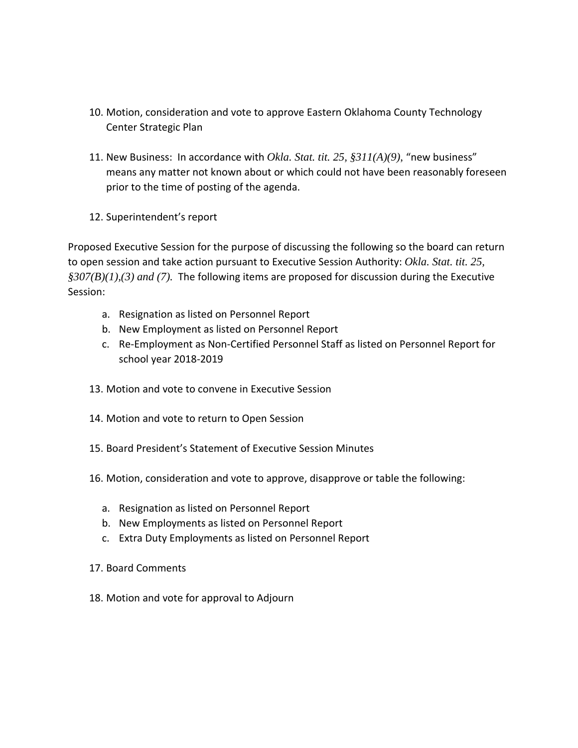10. Motion, consideration and vote to approve Eastern Oklahoma County Technology Center Strategic Plan

11. New Business: In accordance with *Okla. Stat. tit. 25, §311(A)(9)*, "new business" means any matter not known about or which could not have been reasonably foreseen prior to the time of posting of the agenda.

12. Superintendent's report

Proposed Executive Session for the purpose of discussing the following so the board can return to open session and take action pursuant to Executive Session Authority: *Okla. Stat. tit. 25, §307(B)(1),(3) and (7).* The following items are proposed for discussion during the Executive Session:

a. Resignation as listed on Personnel Report
b. New Employment as listed on Personnel Report
c. Re-Employment as Non-Certified Personnel Staff as listed on Personnel Report for school year 2018-2019

13. Motion and vote to convene in Executive Session

14. Motion and vote to return to Open Session

15. Board President's Statement of Executive Session Minutes

16. Motion, consideration and vote to approve, disapprove or table the following:

    a. Resignation as listed on Personnel Report
    b. New Employments as listed on Personnel Report
    c. Extra Duty Employments as listed on Personnel Report

17. Board Comments

18. Motion and vote for approval to Adjourn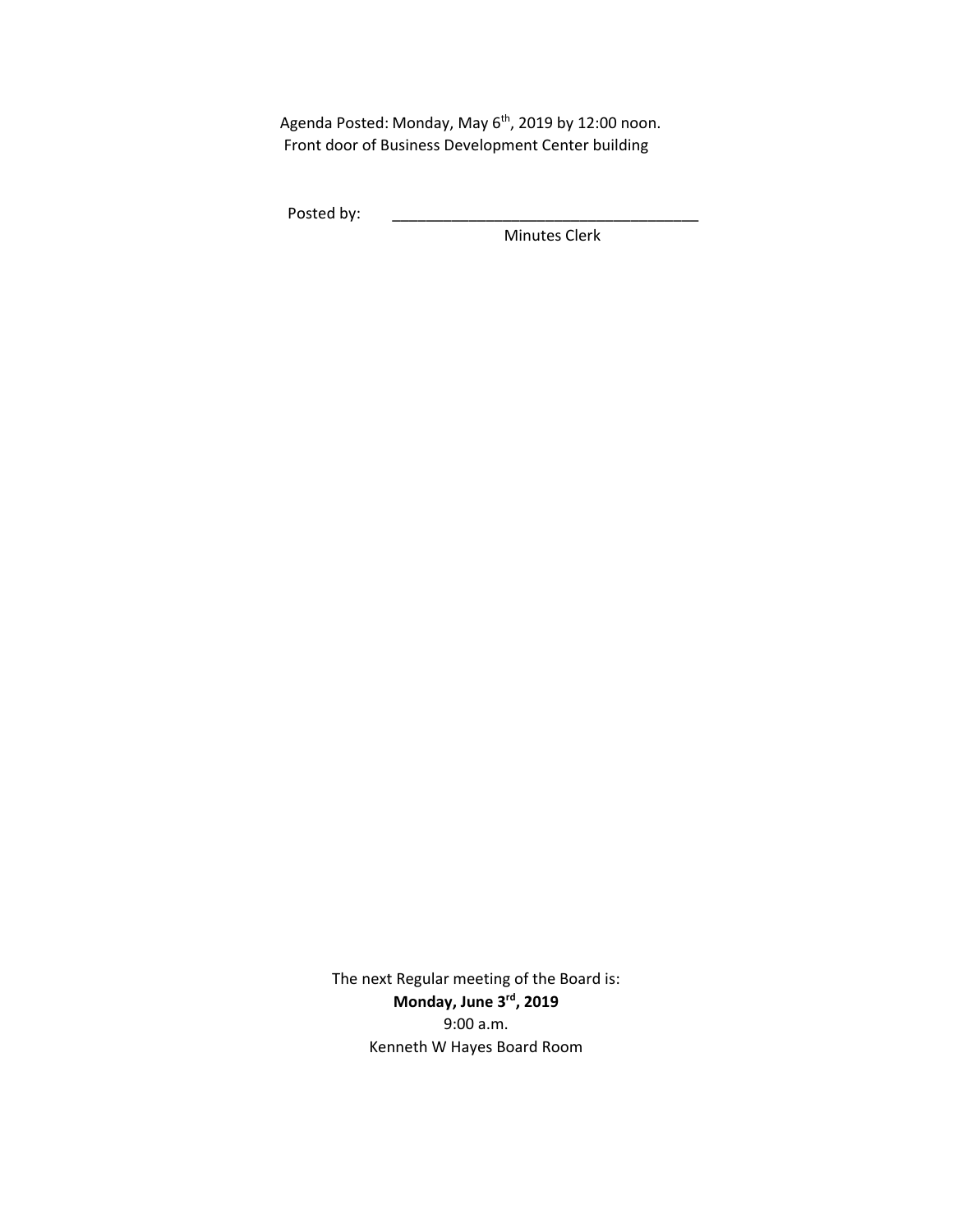Agenda Posted: Monday, May 6th, 2019 by 12:00 noon.
Front door of Business Development Center building

Posted by: ______________________________________
Minutes Clerk

The next Regular meeting of the Board is:
**Monday, June 3rd, 2019**
9:00 a.m.
Kenneth W Hayes Board Room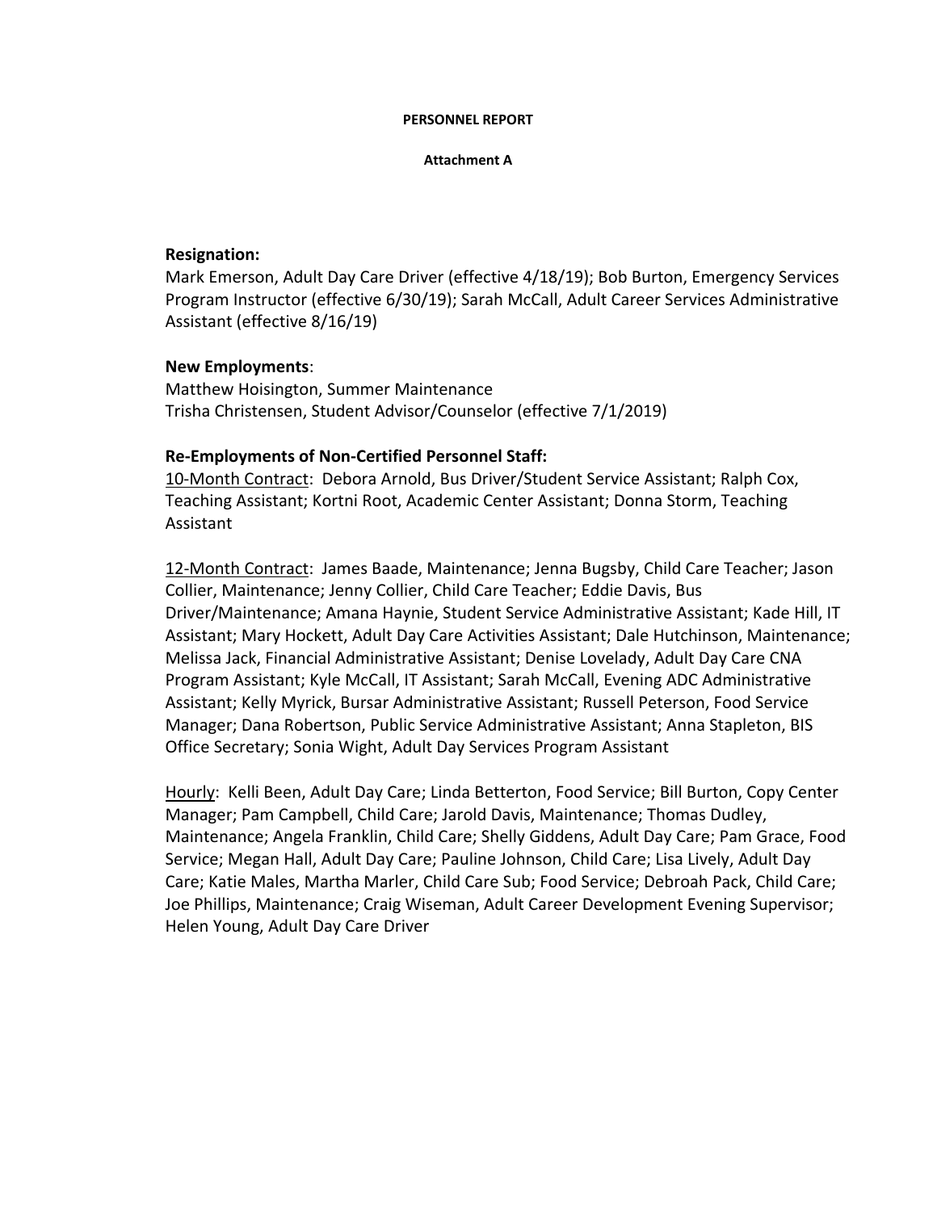**PERSONNEL REPORT**

**Attachment A**

**Resignation:**
Mark Emerson, Adult Day Care Driver (effective 4/18/19); Bob Burton, Emergency Services Program Instructor (effective 6/30/19); Sarah McCall, Adult Career Services Administrative Assistant (effective 8/16/19)

**New Employments**:
Matthew Hoisington, Summer Maintenance
Trisha Christensen, Student Advisor/Counselor (effective 7/1/2019)

**Re-Employments of Non-Certified Personnel Staff:**
10-Month Contract: Debora Arnold, Bus Driver/Student Service Assistant; Ralph Cox, Teaching Assistant; Kortni Root, Academic Center Assistant; Donna Storm, Teaching Assistant

12-Month Contract: James Baade, Maintenance; Jenna Bugsby, Child Care Teacher; Jason Collier, Maintenance; Jenny Collier, Child Care Teacher; Eddie Davis, Bus Driver/Maintenance; Amana Haynie, Student Service Administrative Assistant; Kade Hill, IT Assistant; Mary Hockett, Adult Day Care Activities Assistant; Dale Hutchinson, Maintenance; Melissa Jack, Financial Administrative Assistant; Denise Lovelady, Adult Day Care CNA Program Assistant; Kyle McCall, IT Assistant; Sarah McCall, Evening ADC Administrative Assistant; Kelly Myrick, Bursar Administrative Assistant; Russell Peterson, Food Service Manager; Dana Robertson, Public Service Administrative Assistant; Anna Stapleton, BIS Office Secretary; Sonia Wight, Adult Day Services Program Assistant

Hourly: Kelli Been, Adult Day Care; Linda Betterton, Food Service; Bill Burton, Copy Center Manager; Pam Campbell, Child Care; Jarold Davis, Maintenance; Thomas Dudley, Maintenance; Angela Franklin, Child Care; Shelly Giddens, Adult Day Care; Pam Grace, Food Service; Megan Hall, Adult Day Care; Pauline Johnson, Child Care; Lisa Lively, Adult Day Care; Katie Males, Martha Marler, Child Care Sub; Food Service; Debroah Pack, Child Care; Joe Phillips, Maintenance; Craig Wiseman, Adult Career Development Evening Supervisor; Helen Young, Adult Day Care Driver